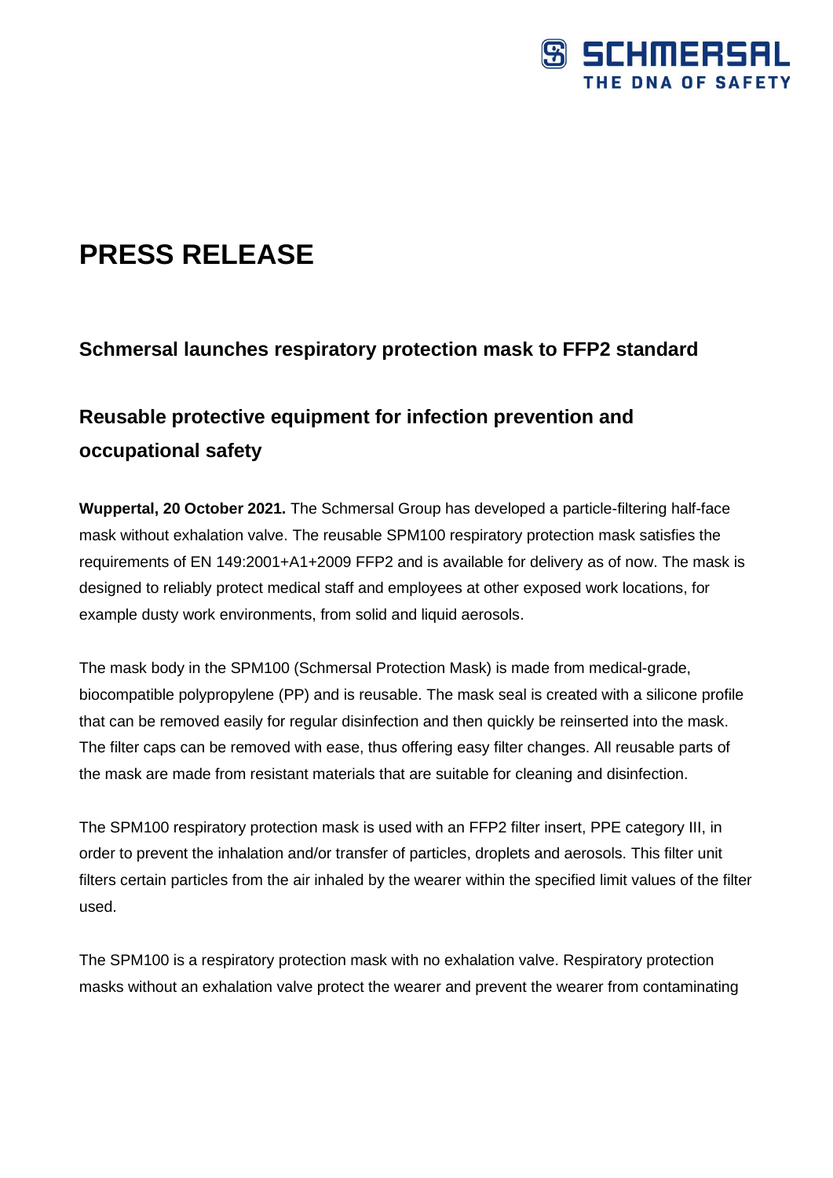# PRESS RELEASE

## Schmersal launches respiratory protection mask to FFP2 standard

## Reusable protective equipment for infection prevention and occupational safety

**Wuppertal, 20 October 2021.** The Schmersal Group has developed a particle-filtering half-face mask without exhalation valve. The reusable SPM100 respiratory protection mask satisfies the requirements of EN 149:2001+A1+2009 FFP2 and is available for delivery as of now. The mask is designed to reliably protect medical staff and employees at other exposed work locations, for example dusty work environments, from solid and liquid aerosols.

The mask body in the SPM100 (Schmersal Protection Mask) is made from medical-grade, biocompatible polypropylene (PP) and is reusable. The mask seal is created with a silicone profile that can be removed easily for regular disinfection and then quickly be reinserted into the mask. The filter caps can be removed with ease, thus offering easy filter changes. All reusable parts of the mask are made from resistant materials that are suitable for cleaning and disinfection.

The SPM100 respiratory protection mask is used with an FFP2 filter insert, PPE category III, in order to prevent the inhalation and/or transfer of particles, droplets and aerosols. This filter unit filters certain particles from the air inhaled by the wearer within the specified limit values of the filter used.

The SPM100 is a respiratory protection mask with no exhalation valve. Respiratory protection masks without an exhalation valve protect the wearer and prevent the wearer from contaminating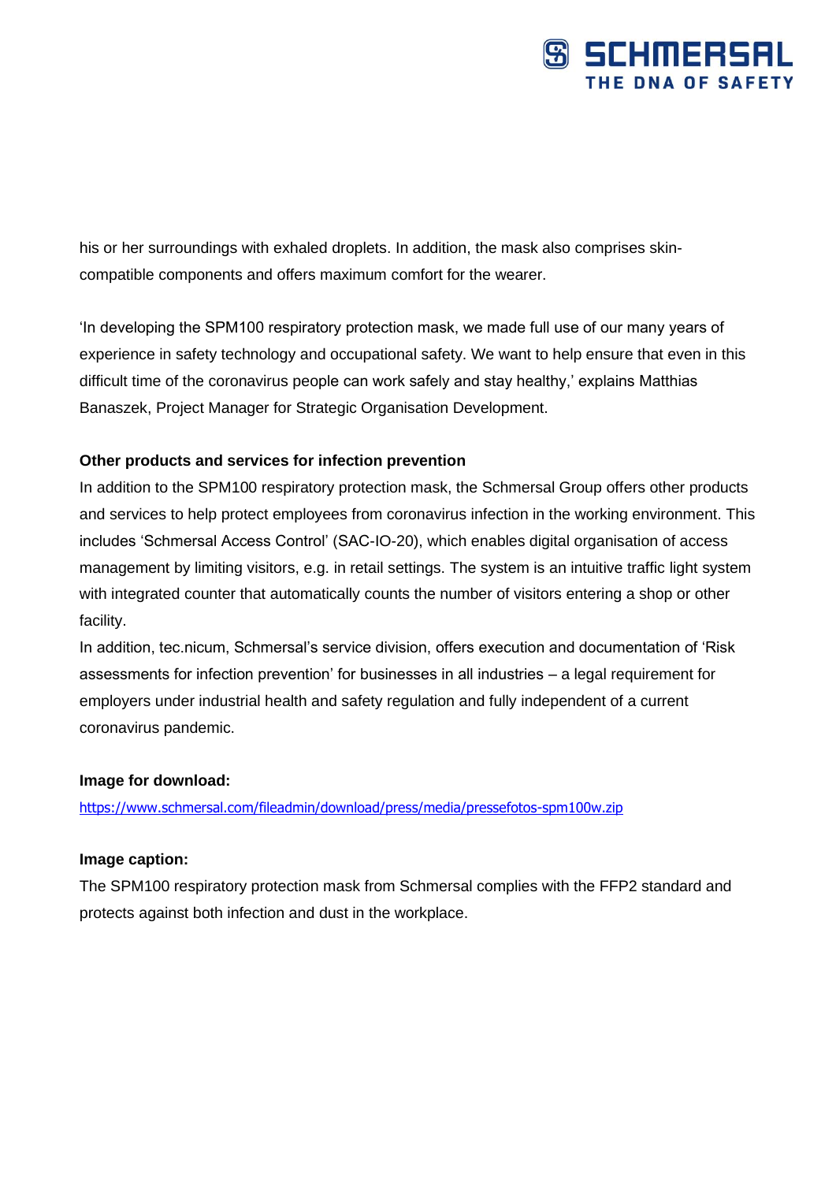his or her surroundings with exhaled droplets. In addition, the mask also comprises skin-compatible components and offers maximum comfort for the wearer.

'In developing the SPM100 respiratory protection mask, we made full use of our many years of experience in safety technology and occupational safety. We want to help ensure that even in this difficult time of the coronavirus people can work safely and stay healthy,' explains Matthias Banaszek, Project Manager for Strategic Organisation Development.

**Other products and services for infection prevention**

In addition to the SPM100 respiratory protection mask, the Schmersal Group offers other products and services to help protect employees from coronavirus infection in the working environment. This includes 'Schmersal Access Control' (SAC-IO-20), which enables digital organisation of access management by limiting visitors, e.g. in retail settings. The system is an intuitive traffic light system with integrated counter that automatically counts the number of visitors entering a shop or other facility.

In addition, tec.nicum, Schmersal's service division, offers execution and documentation of 'Risk assessments for infection prevention' for businesses in all industries – a legal requirement for employers under industrial health and safety regulation and fully independent of a current coronavirus pandemic.

**Image for download:**

https://www.schmersal.com/fileadmin/download/press/media/pressefotos-spm100w.zip

**Image caption:**

The SPM100 respiratory protection mask from Schmersal complies with the FFP2 standard and protects against both infection and dust in the workplace.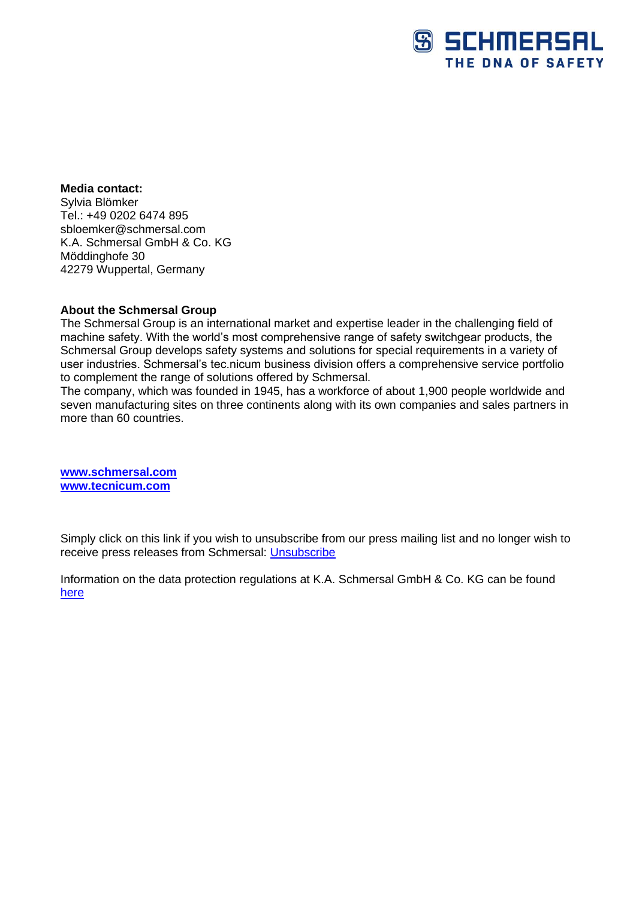**Media contact:**
Sylvia Blömker
Tel.: +49 0202 6474 895
sbloemker@schmersal.com
K.A. Schmersal GmbH & Co. KG
Möddinghofe 30
42279 Wuppertal, Germany

**About the Schmersal Group**
The Schmersal Group is an international market and expertise leader in the challenging field of machine safety. With the world's most comprehensive range of safety switchgear products, the Schmersal Group develops safety systems and solutions for special requirements in a variety of user industries. Schmersal's tec.nicum business division offers a comprehensive service portfolio to complement the range of solutions offered by Schmersal.
The company, which was founded in 1945, has a workforce of about 1,900 people worldwide and seven manufacturing sites on three continents along with its own companies and sales partners in more than 60 countries.

**www.schmersal.com**
**www.tecnicum.com**

Simply click on this link if you wish to unsubscribe from our press mailing list and no longer wish to receive press releases from Schmersal: Unsubscribe

Information on the data protection regulations at K.A. Schmersal GmbH & Co. KG can be found here